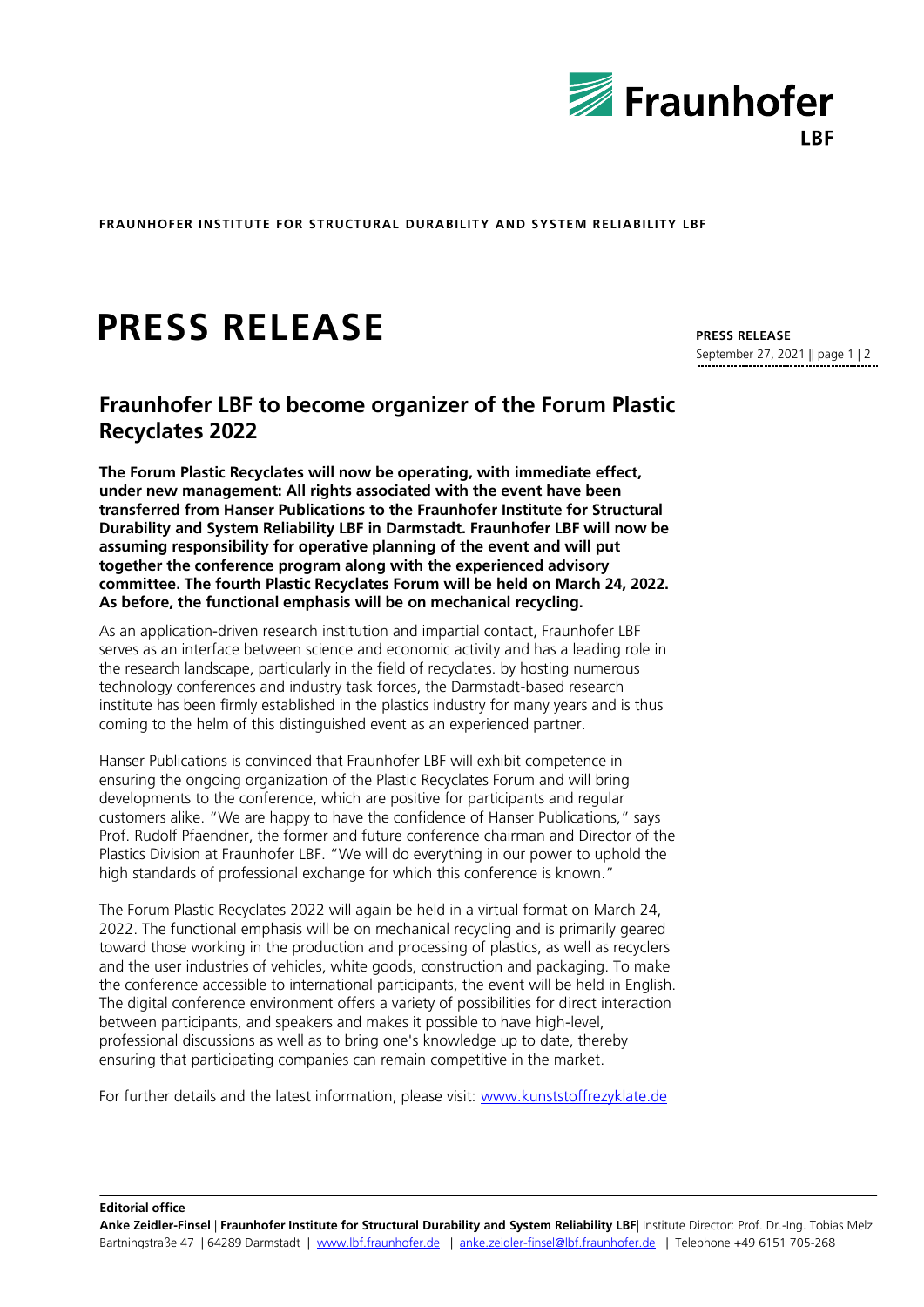**FRAUNHOFER INSTITUTE FOR STRUCTURAL DURABILITY AND SYSTEM RELIABILITY LBF**

# PRESS RELEASE

**PRESS RELEASE**
September 27, 2021

## Fraunhofer LBF to become organizer of the Forum Plastic Recyclates 2022

**The Forum Plastic Recyclates will now be operating, with immediate effect, under new management: All rights associated with the event have been transferred from Hanser Publications to the Fraunhofer Institute for Structural Durability and System Reliability LBF in Darmstadt. Fraunhofer LBF will now be assuming responsibility for operative planning of the event and will put together the conference program along with the experienced advisory committee. The fourth Plastic Recyclates Forum will be held on March 24, 2022. As before, the functional emphasis will be on mechanical recycling.**

As an application-driven research institution and impartial contact, Fraunhofer LBF serves as an interface between science and economic activity and has a leading role in the research landscape, particularly in the field of recyclates. by hosting numerous technology conferences and industry task forces, the Darmstadt-based research institute has been firmly established in the plastics industry for many years and is thus coming to the helm of this distinguished event as an experienced partner.

Hanser Publications is convinced that Fraunhofer LBF will exhibit competence in ensuring the ongoing organization of the Plastic Recyclates Forum and will bring developments to the conference, which are positive for participants and regular customers alike. "We are happy to have the confidence of Hanser Publications," says Prof. Rudolf Pfaendner, the former and future conference chairman and Director of the Plastics Division at Fraunhofer LBF. "We will do everything in our power to uphold the high standards of professional exchange for which this conference is known."

The Forum Plastic Recyclates 2022 will again be held in a virtual format on March 24, 2022. The functional emphasis will be on mechanical recycling and is primarily geared toward those working in the production and processing of plastics, as well as recyclers and the user industries of vehicles, white goods, construction and packaging. To make the conference accessible to international participants, the event will be held in English. The digital conference environment offers a variety of possibilities for direct interaction between participants, and speakers and makes it possible to have high-level, professional discussions as well as to bring one's knowledge up to date, thereby ensuring that participating companies can remain competitive in the market.

For further details and the latest information, please visit: www.kunststoffrezyklate.de

**Editorial office**
**Anke Zeidler-Finsel** | **Fraunhofer Institute for Structural Durability and System Reliability LBF**| Institute Director: Prof. Dr.-Ing. Tobias Melz
Bartningstraße 47 | 64289 Darmstadt | www.lbf.fraunhofer.de | anke.zeidler-finsel@lbf.fraunhofer.de | Telephone +49 6151 705-268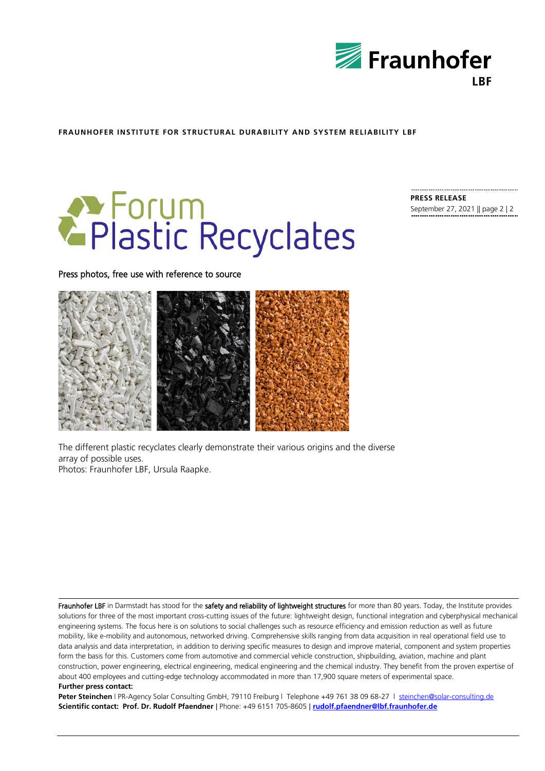**FRAUNHOFER INSTITUTE FOR STRUCTURAL DURABILITY AND SYSTEM RELIABILITY LBF**

**PRESS RELEASE**
September 27, 2021 || page 2 | 2

# Forum Plastic Recyclates

Press photos, free use with reference to source

The different plastic recyclates clearly demonstrate their various origins and the diverse array of possible uses.
Photos: Fraunhofer LBF, Ursula Raapke.

---

Fraunhofer LBF in Darmstadt has stood for the safety and reliability of lightweight structures for more than 80 years. Today, the Institute provides solutions for three of the most important cross-cutting issues of the future: lightweight design, functional integration and cyberphysical mechanical engineering systems. The focus here is on solutions to social challenges such as resource efficiency and emission reduction as well as future mobility, like e-mobility and autonomous, networked driving. Comprehensive skills ranging from data acquisition in real operational field use to data analysis and data interpretation, in addition to deriving specific measures to design and improve material, component and system properties form the basis for this. Customers come from automotive and commercial vehicle construction, shipbuilding, aviation, machine and plant construction, power engineering, electrical engineering, medical engineering and the chemical industry. They benefit from the proven expertise of about 400 employees and cutting-edge technology accommodated in more than 17,900 square meters of experimental space.

**Further press contact:**

**Peter Steinchen** I PR-Agency Solar Consulting GmbH, 79110 Freiburg I Telephone +49 761 38 09 68-27 I steinchen@solar-consulting.de
**Scientific contact: Prof. Dr. Rudolf Pfaendner** | Phone: +49 6151 705-8605 | **rudolf.pfaendner@lbf.fraunhofer.de**